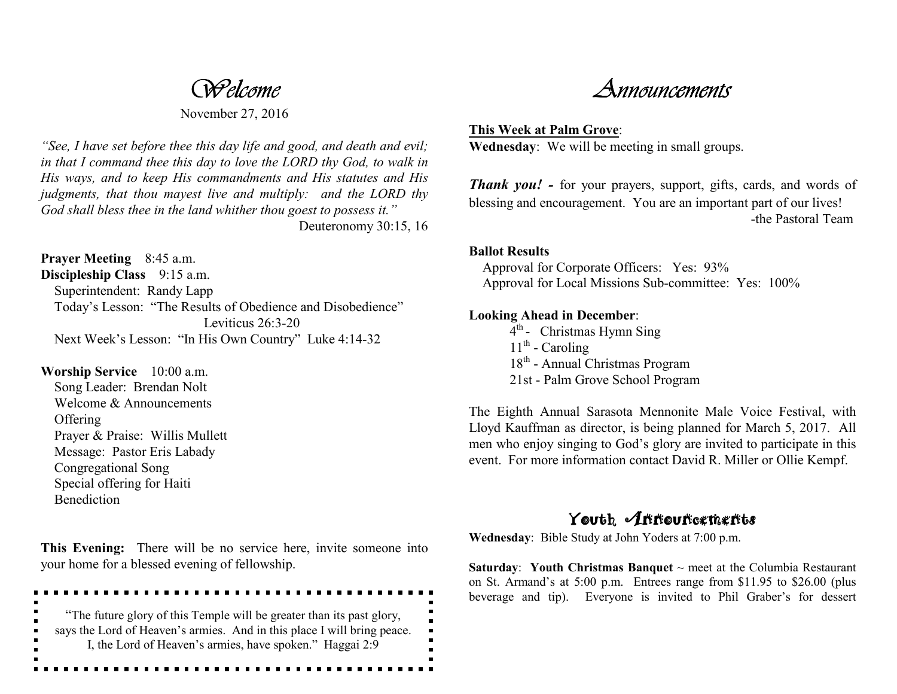# Welcome

November 27, 2016

*"See, I have set before thee this day life and good, and death and evil; in that I command thee this day to love the LORD thy God, to walk in His ways, and to keep His commandments and His statutes and His judgments, that thou mayest live and multiply: and the LORD thy God shall bless thee in the land whither thou goest to possess it."*

Deuteronomy 30:15, 16

**Prayer Meeting** 8:45 a.m.

**Discipleship Class** 9:15 a.m.

Superintendent: Randy Lapp

Today's Lesson: "The Results of Obedience and Disobedience" Leviticus 26:3-20

Next Week's Lesson: "In His Own Country" Luke 4:14-32

**Worship Service** 10:00 a.m.

Song Leader: Brendan Nolt

Welcome & Announcements

Offering

Prayer & Praise: Willis Mullett

Message: Pastor Eris Labady

Congregational Song

Special offering for Haiti

Benediction

**This Evening:** There will be no service here, invite someone into your home for a blessed evening of fellowship.

"The future glory of this Temple will be greater than its past glory, says the Lord of Heaven's armies. And in this place I will bring peace. I, the Lord of Heaven's armies, have spoken." Haggai 2:9

# Announcements

**This Week at Palm Grove**:

**Wednesday**: We will be meeting in small groups.

***Thank you! -*** for your prayers, support, gifts, cards, and words of blessing and encouragement. You are an important part of our lives!

-the Pastoral Team

**Ballot Results**

Approval for Corporate Officers: Yes: 93%

Approval for Local Missions Sub-committee: Yes: 100%

**Looking Ahead in December**:

4th - Christmas Hymn Sing

11th - Caroling

18th - Annual Christmas Program

21st - Palm Grove School Program

The Eighth Annual Sarasota Mennonite Male Voice Festival, with Lloyd Kauffman as director, is being planned for March 5, 2017. All men who enjoy singing to God's glory are invited to participate in this event. For more information contact David R. Miller or Ollie Kempf.

## Youth Announcements

**Wednesday**: Bible Study at John Yoders at 7:00 p.m.

**Saturday**: **Youth Christmas Banquet** ~ meet at the Columbia Restaurant on St. Armand's at 5:00 p.m. Entrees range from $11.95 to $26.00 (plus beverage and tip). Everyone is invited to Phil Graber's for dessert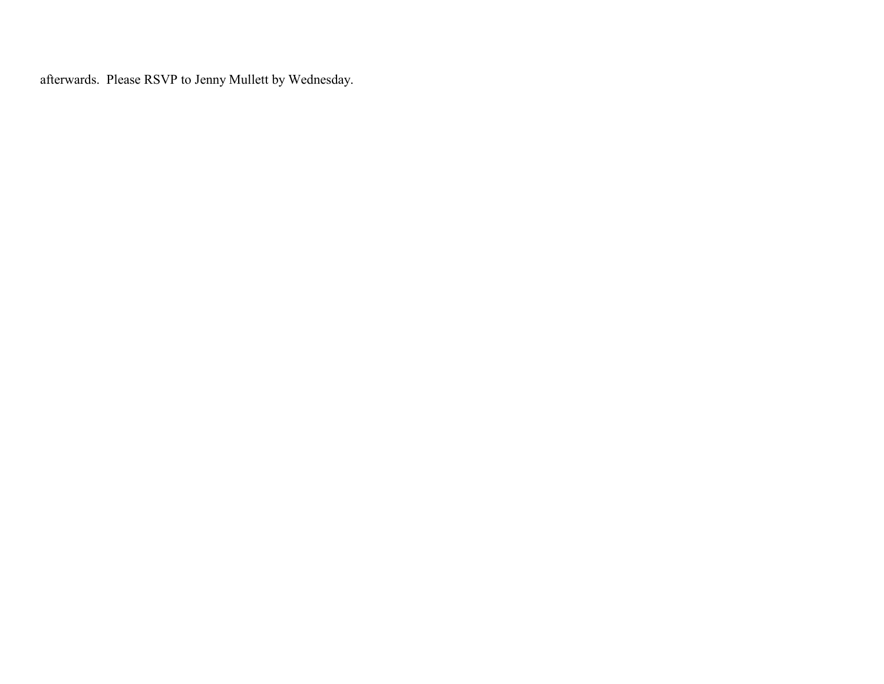afterwards.  Please RSVP to Jenny Mullett by Wednesday.